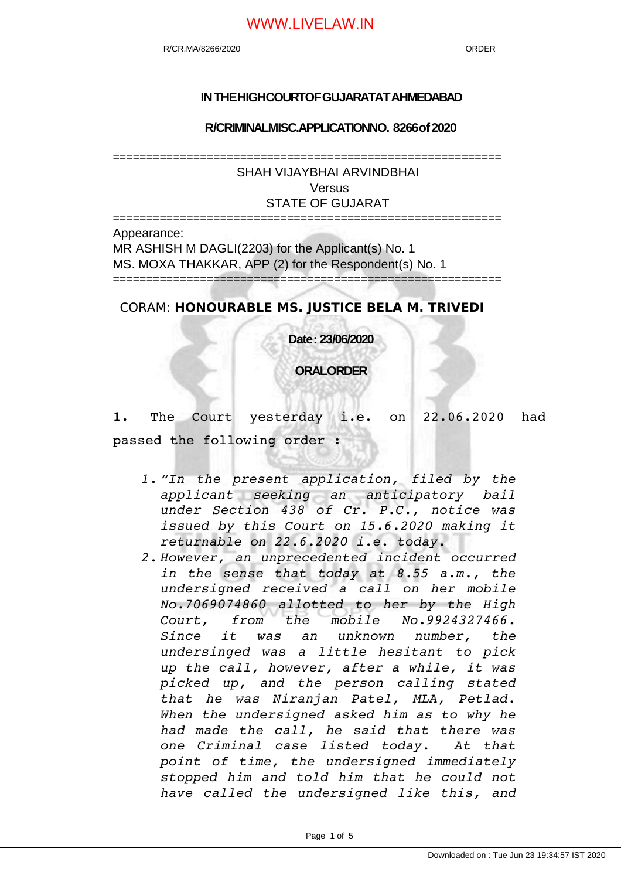# IN THE HIGH COURT OF GUJARAT AT AHMEDABAD

## R/CRIMINAL MISC.APPLICATION NO. 8266 of 2020

==========================================================

SHAH VIJAYBHAI ARVINDBHAI
Versus
STATE OF GUJARAT

==========================================================

Appearance:
MR ASHISH M DAGLI(2203) for the Applicant(s) No. 1
MS. MOXA THAKKAR, APP (2) for the Respondent(s) No. 1

==========================================================

CORAM: **HONOURABLE MS. JUSTICE BELA M. TRIVEDI**

**Date: 23/06/2020**

**ORAL ORDER**

**1.** The Court yesterday i.e. on 22.06.2020 had passed the following order :

> 1. *"In the present application, filed by the applicant seeking an anticipatory bail under Section 438 of Cr. P.C., notice was issued by this Court on 15.6.2020 making it returnable on 22.6.2020 i.e. today.*
> 2. *However, an unprecedented incident occurred in the sense that today at 8.55 a.m., the undersigned received a call on her mobile No.7069074860 allotted to her by the High Court, from the mobile No.9924327466. Since it was an unknown number, the undersigned was a little hesitant to pick up the call, however, after a while, it was picked up, and the person calling stated that he was Niranjan Patel, MLA, Petlad. When the undersigned asked him as to why he had made the call, he said that there was one Criminal case listed today. At that point of time, the undersigned immediately stopped him and told him that he could not have called the undersigned like this, and*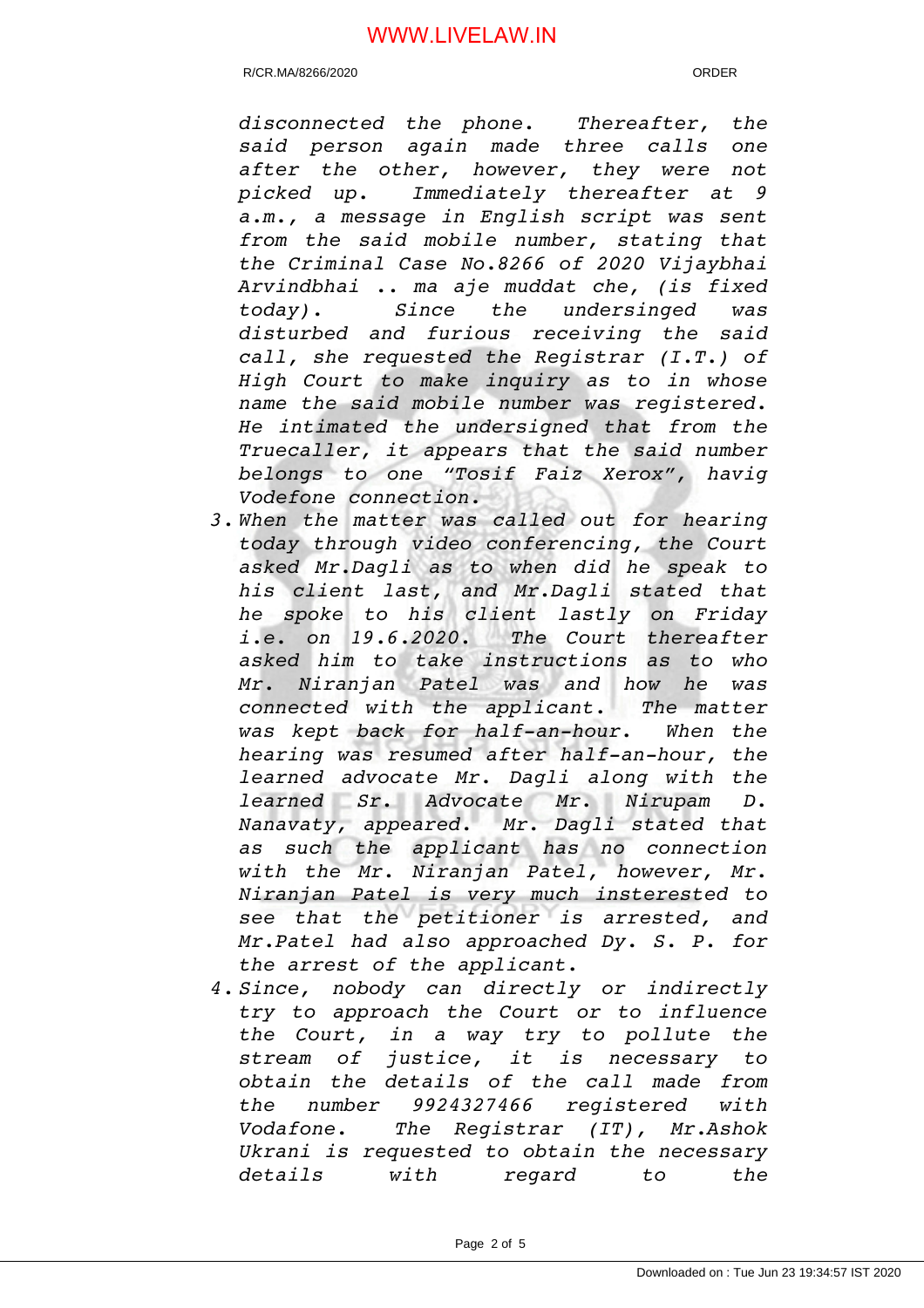*disconnected the phone. Thereafter, the said person again made three calls one after the other, however, they were not picked up. Immediately thereafter at 9 a.m., a message in English script was sent from the said mobile number, stating that the Criminal Case No.8266 of 2020 Vijaybhai Arvindbhai .. ma aje muddat che, (is fixed today). Since the undersinged was disturbed and furious receiving the said call, she requested the Registrar (I.T.) of High Court to make inquiry as to in whose name the said mobile number was registered. He intimated the undersigned that from the Truecaller, it appears that the said number belongs to one "Tosif Faiz Xerox", havig Vodefone connection.*

3. *When the matter was called out for hearing today through video conferencing, the Court asked Mr.Dagli as to when did he speak to his client last, and Mr.Dagli stated that he spoke to his client lastly on Friday i.e. on 19.6.2020. The Court thereafter asked him to take instructions as to who Mr. Niranjan Patel was and how he was connected with the applicant. The matter was kept back for half-an-hour. When the hearing was resumed after half-an-hour, the learned advocate Mr. Dagli along with the learned Sr. Advocate Mr. Nirupam D. Nanavaty, appeared. Mr. Dagli stated that as such the applicant has no connection with the Mr. Niranjan Patel, however, Mr. Niranjan Patel is very much insterested to see that the petitioner is arrested, and Mr.Patel had also approached Dy. S. P. for the arrest of the applicant.*

4. *Since, nobody can directly or indirectly try to approach the Court or to influence the Court, in a way try to pollute the stream of justice, it is necessary to obtain the details of the call made from the number 9924327466 registered with Vodafone. The Registrar (IT), Mr.Ashok Ukrani is requested to obtain the necessary details with regard to the*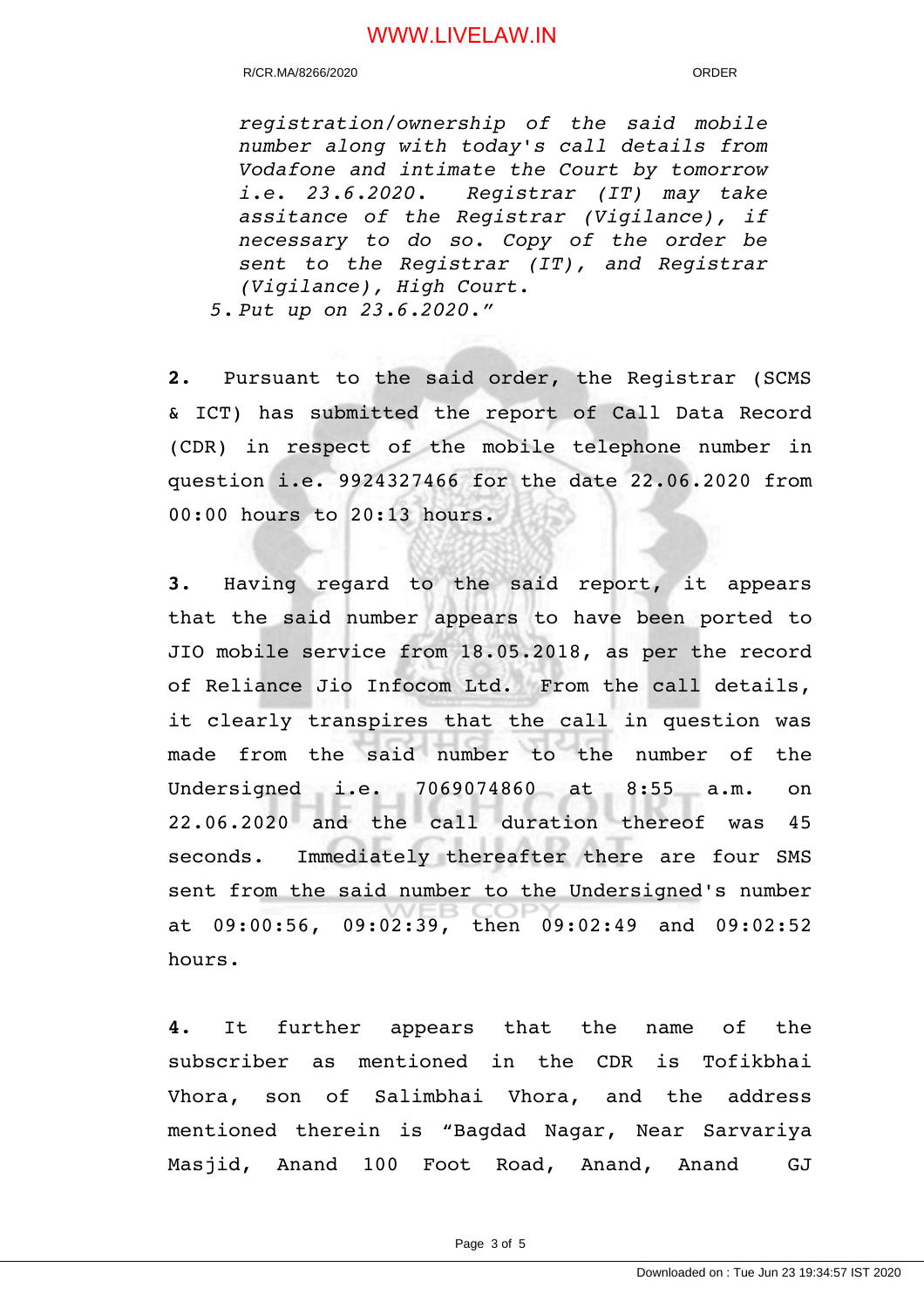*registration/ownership of the said mobile number along with today's call details from Vodafone and intimate the Court by tomorrow i.e. 23.6.2020. Registrar (IT) may take assitance of the Registrar (Vigilance), if necessary to do so. Copy of the order be sent to the Registrar (IT), and Registrar (Vigilance), High Court.*

5. *Put up on 23.6.2020."*

**2.** Pursuant to the said order, the Registrar (SCMS & ICT) has submitted the report of Call Data Record (CDR) in respect of the mobile telephone number in question i.e. 9924327466 for the date 22.06.2020 from 00:00 hours to 20:13 hours.

**3.** Having regard to the said report, it appears that the said number appears to have been ported to JIO mobile service from 18.05.2018, as per the record of Reliance Jio Infocom Ltd. From the call details, it clearly transpires that the call in question was made from the said number to the number of the Undersigned i.e. 7069074860 at 8:55 a.m. on 22.06.2020 and the call duration thereof was 45 seconds. Immediately thereafter there are four SMS sent from the said number to the Undersigned's number at 09:00:56, 09:02:39, then 09:02:49 and 09:02:52 hours.

**4.** It further appears that the name of the subscriber as mentioned in the CDR is Tofikbhai Vhora, son of Salimbhai Vhora, and the address mentioned therein is "Bagdad Nagar, Near Sarvariya Masjid, Anand 100 Foot Road, Anand, Anand GJ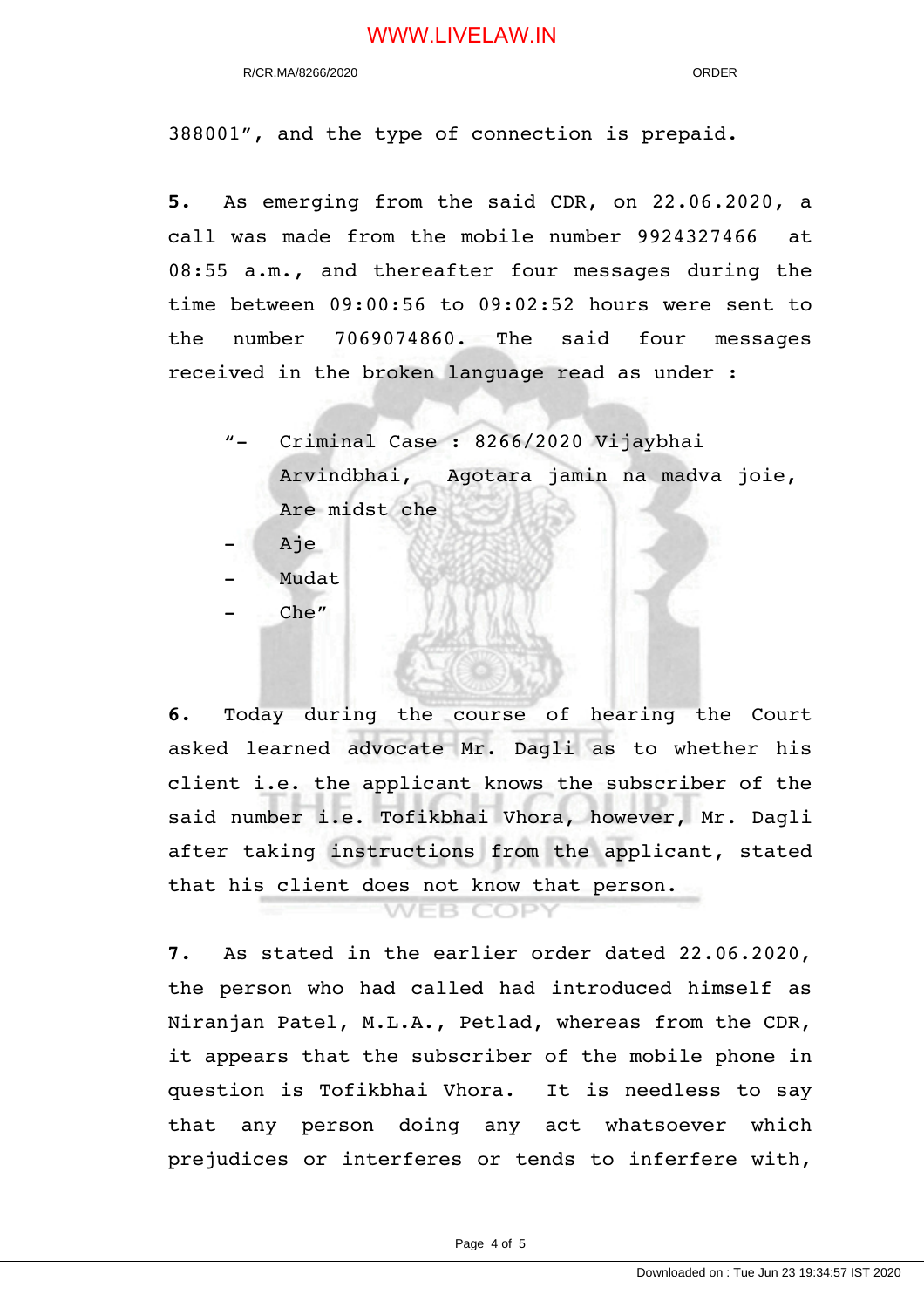388001", and the type of connection is prepaid.

**5.** As emerging from the said CDR, on 22.06.2020, a call was made from the mobile number 9924327466 at 08:55 a.m., and thereafter four messages during the time between 09:00:56 to 09:02:52 hours were sent to the number 7069074860. The said four messages received in the broken language read as under :

"- Criminal Case : 8266/2020 Vijaybhai Arvindbhai, Agotara jamin na madva joie, Are midst che
- Aje
- Mudat
- Che"

**6.** Today during the course of hearing the Court asked learned advocate Mr. Dagli as to whether his client i.e. the applicant knows the subscriber of the said number i.e. Tofikbhai Vhora, however, Mr. Dagli after taking instructions from the applicant, stated that his client does not know that person.

**7.** As stated in the earlier order dated 22.06.2020, the person who had called had introduced himself as Niranjan Patel, M.L.A., Petlad, whereas from the CDR, it appears that the subscriber of the mobile phone in question is Tofikbhai Vhora. It is needless to say that any person doing any act whatsoever which prejudices or interferes or tends to inferfere with,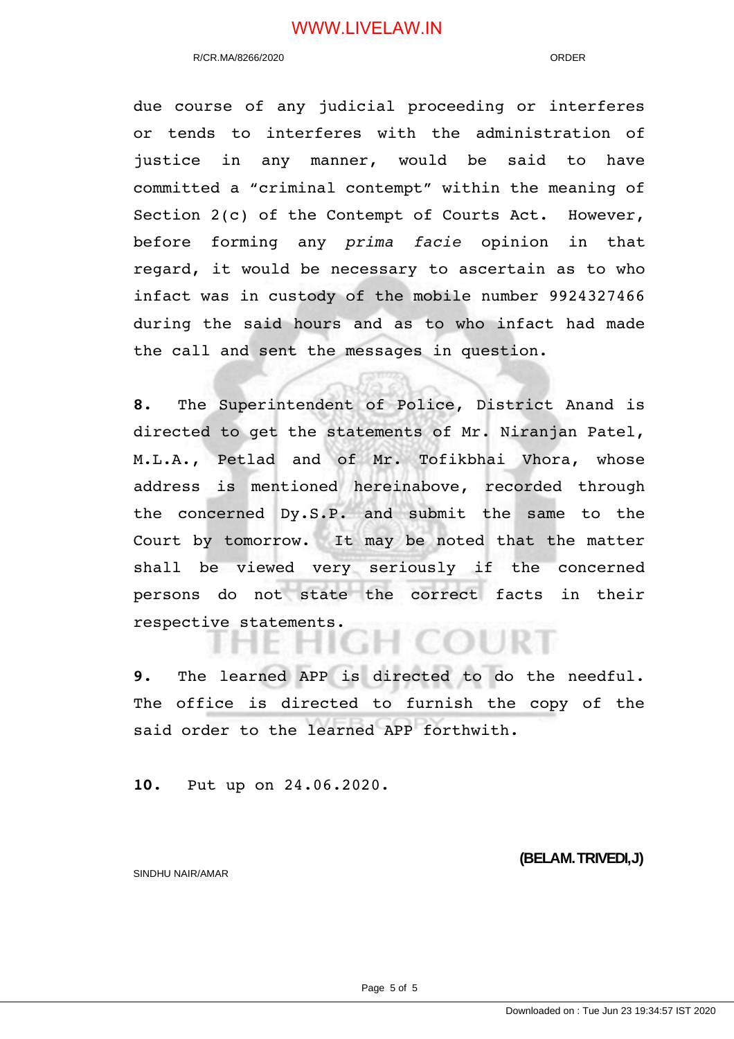due course of any judicial proceeding or interferes or tends to interferes with the administration of justice in any manner, would be said to have committed a "criminal contempt" within the meaning of Section 2(c) of the Contempt of Courts Act. However, before forming any *prima facie* opinion in that regard, it would be necessary to ascertain as to who infact was in custody of the mobile number 9924327466 during the said hours and as to who infact had made the call and sent the messages in question.

**8.** The Superintendent of Police, District Anand is directed to get the statements of Mr. Niranjan Patel, M.L.A., Petlad and of Mr. Tofikbhai Vhora, whose address is mentioned hereinabove, recorded through the concerned Dy.S.P. and submit the same to the Court by tomorrow. It may be noted that the matter shall be viewed very seriously if the concerned persons do not state the correct facts in their respective statements.

**9.** The learned APP is directed to do the needful. The office is directed to furnish the copy of the said order to the learned APP forthwith.

**10.** Put up on 24.06.2020.

**(BELA M. TRIVEDI,J)**

SINDHU NAIR/AMAR